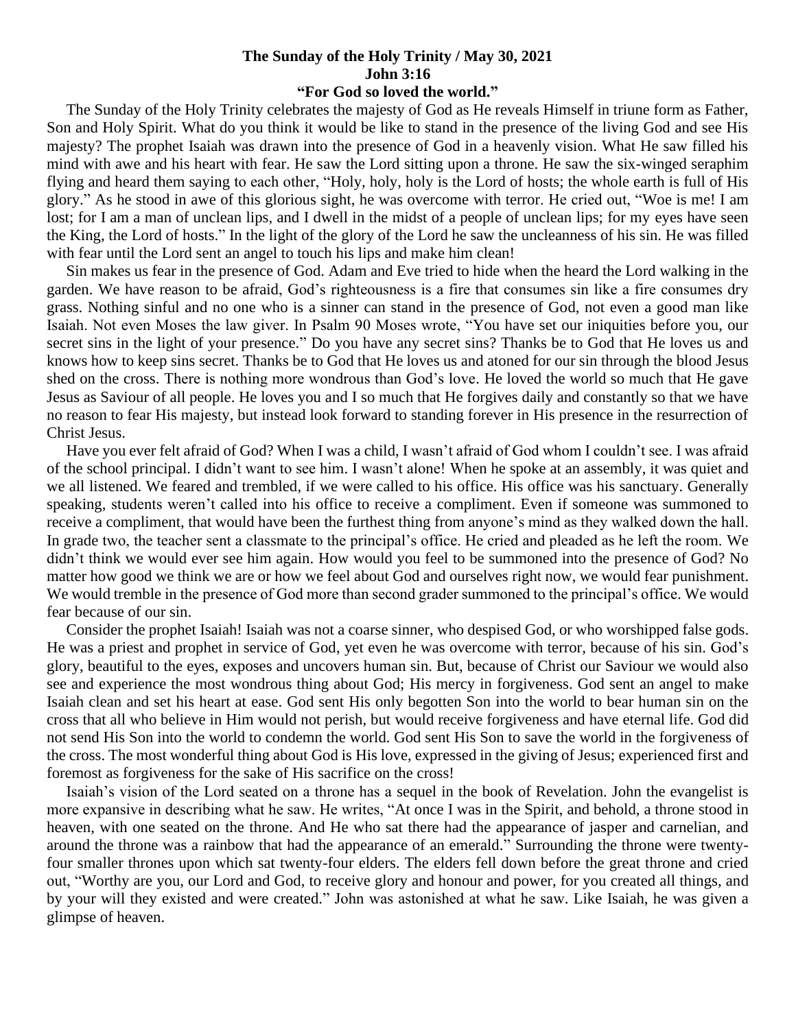**The Sunday of the Holy Trinity / May 30, 2021**
**John 3:16**
**"For God so loved the world."**

The Sunday of the Holy Trinity celebrates the majesty of God as He reveals Himself in triune form as Father, Son and Holy Spirit. What do you think it would be like to stand in the presence of the living God and see His majesty? The prophet Isaiah was drawn into the presence of God in a heavenly vision. What He saw filled his mind with awe and his heart with fear. He saw the Lord sitting upon a throne. He saw the six-winged seraphim flying and heard them saying to each other, "Holy, holy, holy is the Lord of hosts; the whole earth is full of His glory." As he stood in awe of this glorious sight, he was overcome with terror. He cried out, "Woe is me! I am lost; for I am a man of unclean lips, and I dwell in the midst of a people of unclean lips; for my eyes have seen the King, the Lord of hosts." In the light of the glory of the Lord he saw the uncleanness of his sin. He was filled with fear until the Lord sent an angel to touch his lips and make him clean!

Sin makes us fear in the presence of God. Adam and Eve tried to hide when the heard the Lord walking in the garden. We have reason to be afraid, God's righteousness is a fire that consumes sin like a fire consumes dry grass. Nothing sinful and no one who is a sinner can stand in the presence of God, not even a good man like Isaiah. Not even Moses the law giver. In Psalm 90 Moses wrote, "You have set our iniquities before you, our secret sins in the light of your presence." Do you have any secret sins? Thanks be to God that He loves us and knows how to keep sins secret. Thanks be to God that He loves us and atoned for our sin through the blood Jesus shed on the cross. There is nothing more wondrous than God's love. He loved the world so much that He gave Jesus as Saviour of all people. He loves you and I so much that He forgives daily and constantly so that we have no reason to fear His majesty, but instead look forward to standing forever in His presence in the resurrection of Christ Jesus.

Have you ever felt afraid of God? When I was a child, I wasn't afraid of God whom I couldn't see. I was afraid of the school principal. I didn't want to see him. I wasn't alone! When he spoke at an assembly, it was quiet and we all listened. We feared and trembled, if we were called to his office. His office was his sanctuary. Generally speaking, students weren't called into his office to receive a compliment. Even if someone was summoned to receive a compliment, that would have been the furthest thing from anyone's mind as they walked down the hall. In grade two, the teacher sent a classmate to the principal's office. He cried and pleaded as he left the room. We didn't think we would ever see him again. How would you feel to be summoned into the presence of God? No matter how good we think we are or how we feel about God and ourselves right now, we would fear punishment. We would tremble in the presence of God more than second grader summoned to the principal's office. We would fear because of our sin.

Consider the prophet Isaiah! Isaiah was not a coarse sinner, who despised God, or who worshipped false gods. He was a priest and prophet in service of God, yet even he was overcome with terror, because of his sin. God's glory, beautiful to the eyes, exposes and uncovers human sin. But, because of Christ our Saviour we would also see and experience the most wondrous thing about God; His mercy in forgiveness. God sent an angel to make Isaiah clean and set his heart at ease. God sent His only begotten Son into the world to bear human sin on the cross that all who believe in Him would not perish, but would receive forgiveness and have eternal life. God did not send His Son into the world to condemn the world. God sent His Son to save the world in the forgiveness of the cross. The most wonderful thing about God is His love, expressed in the giving of Jesus; experienced first and foremost as forgiveness for the sake of His sacrifice on the cross!

Isaiah's vision of the Lord seated on a throne has a sequel in the book of Revelation. John the evangelist is more expansive in describing what he saw. He writes, "At once I was in the Spirit, and behold, a throne stood in heaven, with one seated on the throne. And He who sat there had the appearance of jasper and carnelian, and around the throne was a rainbow that had the appearance of an emerald." Surrounding the throne were twenty-four smaller thrones upon which sat twenty-four elders. The elders fell down before the great throne and cried out, "Worthy are you, our Lord and God, to receive glory and honour and power, for you created all things, and by your will they existed and were created." John was astonished at what he saw. Like Isaiah, he was given a glimpse of heaven.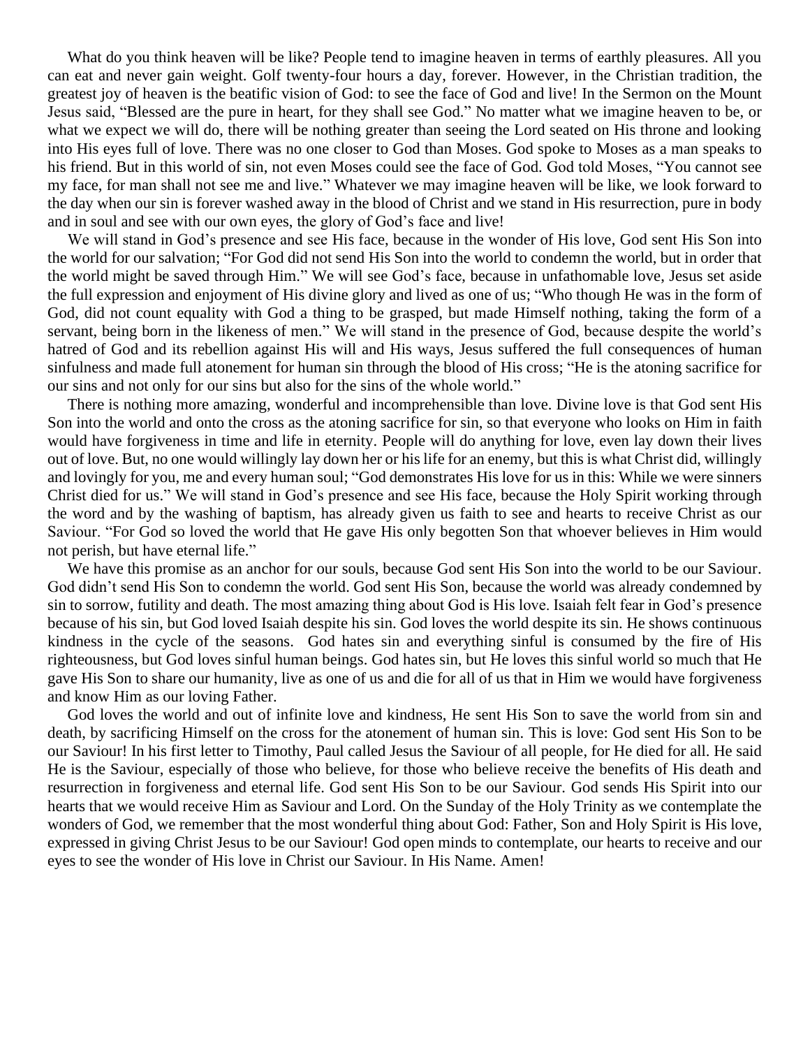What do you think heaven will be like? People tend to imagine heaven in terms of earthly pleasures. All you can eat and never gain weight. Golf twenty-four hours a day, forever. However, in the Christian tradition, the greatest joy of heaven is the beatific vision of God: to see the face of God and live! In the Sermon on the Mount Jesus said, "Blessed are the pure in heart, for they shall see God." No matter what we imagine heaven to be, or what we expect we will do, there will be nothing greater than seeing the Lord seated on His throne and looking into His eyes full of love. There was no one closer to God than Moses. God spoke to Moses as a man speaks to his friend. But in this world of sin, not even Moses could see the face of God. God told Moses, "You cannot see my face, for man shall not see me and live." Whatever we may imagine heaven will be like, we look forward to the day when our sin is forever washed away in the blood of Christ and we stand in His resurrection, pure in body and in soul and see with our own eyes, the glory of God's face and live!

We will stand in God's presence and see His face, because in the wonder of His love, God sent His Son into the world for our salvation; "For God did not send His Son into the world to condemn the world, but in order that the world might be saved through Him." We will see God's face, because in unfathomable love, Jesus set aside the full expression and enjoyment of His divine glory and lived as one of us; "Who though He was in the form of God, did not count equality with God a thing to be grasped, but made Himself nothing, taking the form of a servant, being born in the likeness of men." We will stand in the presence of God, because despite the world's hatred of God and its rebellion against His will and His ways, Jesus suffered the full consequences of human sinfulness and made full atonement for human sin through the blood of His cross; "He is the atoning sacrifice for our sins and not only for our sins but also for the sins of the whole world."

There is nothing more amazing, wonderful and incomprehensible than love. Divine love is that God sent His Son into the world and onto the cross as the atoning sacrifice for sin, so that everyone who looks on Him in faith would have forgiveness in time and life in eternity. People will do anything for love, even lay down their lives out of love. But, no one would willingly lay down her or his life for an enemy, but this is what Christ did, willingly and lovingly for you, me and every human soul; "God demonstrates His love for us in this: While we were sinners Christ died for us." We will stand in God's presence and see His face, because the Holy Spirit working through the word and by the washing of baptism, has already given us faith to see and hearts to receive Christ as our Saviour. "For God so loved the world that He gave His only begotten Son that whoever believes in Him would not perish, but have eternal life."

We have this promise as an anchor for our souls, because God sent His Son into the world to be our Saviour. God didn't send His Son to condemn the world. God sent His Son, because the world was already condemned by sin to sorrow, futility and death. The most amazing thing about God is His love. Isaiah felt fear in God's presence because of his sin, but God loved Isaiah despite his sin. God loves the world despite its sin. He shows continuous kindness in the cycle of the seasons. God hates sin and everything sinful is consumed by the fire of His righteousness, but God loves sinful human beings. God hates sin, but He loves this sinful world so much that He gave His Son to share our humanity, live as one of us and die for all of us that in Him we would have forgiveness and know Him as our loving Father.

God loves the world and out of infinite love and kindness, He sent His Son to save the world from sin and death, by sacrificing Himself on the cross for the atonement of human sin. This is love: God sent His Son to be our Saviour! In his first letter to Timothy, Paul called Jesus the Saviour of all people, for He died for all. He said He is the Saviour, especially of those who believe, for those who believe receive the benefits of His death and resurrection in forgiveness and eternal life. God sent His Son to be our Saviour. God sends His Spirit into our hearts that we would receive Him as Saviour and Lord. On the Sunday of the Holy Trinity as we contemplate the wonders of God, we remember that the most wonderful thing about God: Father, Son and Holy Spirit is His love, expressed in giving Christ Jesus to be our Saviour! God open minds to contemplate, our hearts to receive and our eyes to see the wonder of His love in Christ our Saviour. In His Name. Amen!